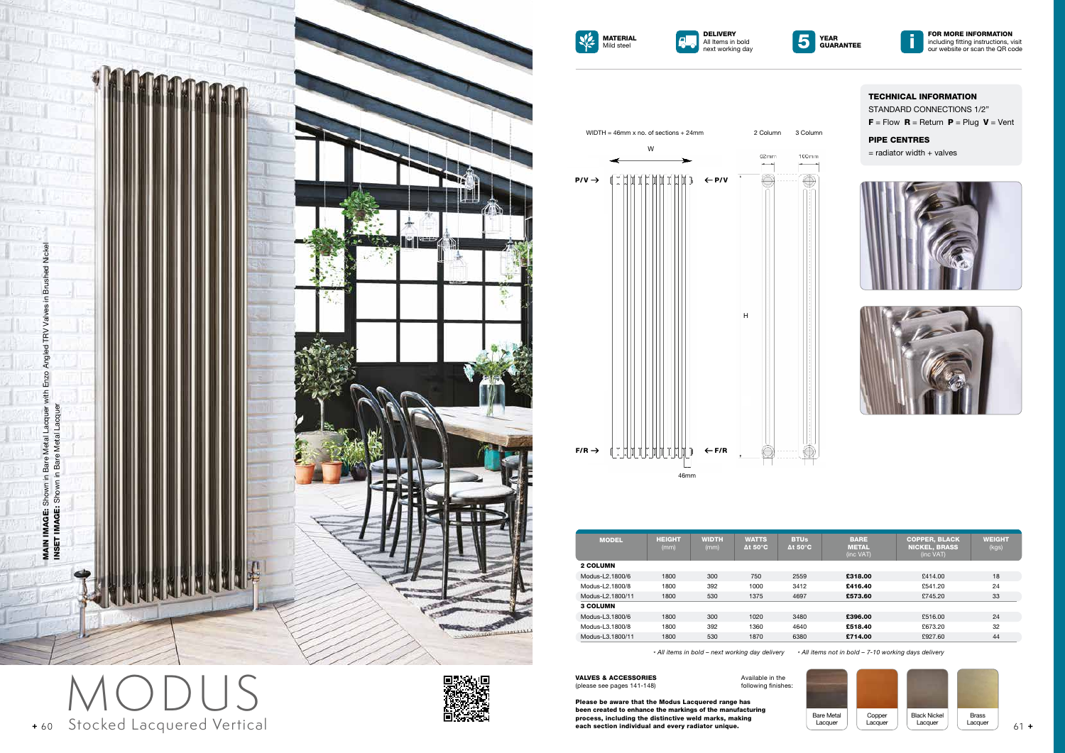MAIN IMAGE: Shown in Bare Metal Lacquer with Enzo Angled TRV Valves in Brushed Nickel
INSET IMAGE: Shown in Bare Metal Lacquer

# MODUS

## Stocked Lacquered Vertical

**MATERIAL**
Mild steel

**DELIVERY**
All items in bold next working day

**5 YEAR GUARANTEE**

**FOR MORE INFORMATION**
including fitting instructions, visit our website or scan the QR code

WIDTH = 46mm x no. of sections + 24mm

2 Column: 62mm
3 Column: 100mm

P/V → W ← P/V

H

F/R → ← F/R

46mm

### TECHNICAL INFORMATION

STANDARD CONNECTIONS 1/2"

**F** = Flow **R** = Return **P** = Plug **V** = Vent

### PIPE CENTRES

= radiator width + valves

| MODEL | HEIGHT (mm) | WIDTH (mm) | WATTS Δt 50°C | BTUs Δt 50°C | BARE METAL (inc VAT) | COPPER, BLACK NICKEL, BRASS (inc VAT) | WEIGHT (kgs) |
|---|---|---|---|---|---|---|---|
| **2 COLUMN** | | | | | | | |
| Modus-L2.1800/6 | 1800 | 300 | 750 | 2559 | **£318.00** | £414.00 | 18 |
| Modus-L2.1800/8 | 1800 | 392 | 1000 | 3412 | **£416.40** | £541.20 | 24 |
| Modus-L2.1800/11 | 1800 | 530 | 1375 | 4697 | **£573.60** | £745.20 | 33 |
| **3 COLUMN** | | | | | | | |
| Modus-L3.1800/6 | 1800 | 300 | 1020 | 3480 | **£396.00** | £516.00 | 24 |
| Modus-L3.1800/8 | 1800 | 392 | 1360 | 4640 | **£518.40** | £673.20 | 32 |
| Modus-L3.1800/11 | 1800 | 530 | 1870 | 6380 | **£714.00** | £927.60 | 44 |

*• All items in bold – next working day delivery • All items not in bold – 7-10 working days delivery*

**VALVES & ACCESSORIES**
(please see pages 141-148)

Available in the following finishes:

Bare Metal Lacquer | Copper Lacquer | Black Nickel Lacquer | Brass Lacquer

**Please be aware that the Modus Lacquered range has been created to enhance the markings of the manufacturing process, including the distinctive weld marks, making each section individual and every radiator unique.**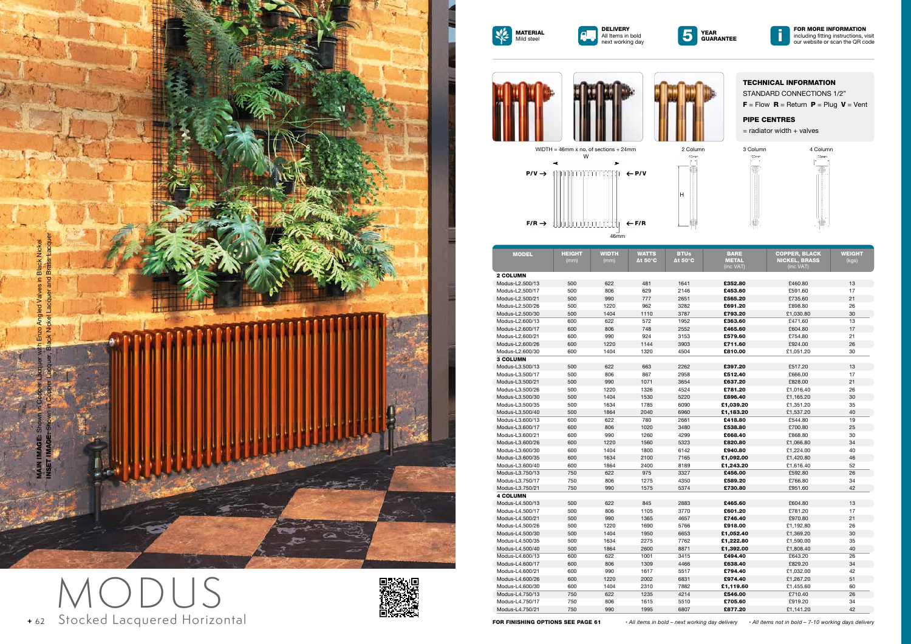MAIN IMAGE: Shown in Copper Lacquer with Enzo Angled Valves in Black Nickel
INSET IMAGE: Shown in Copper Lacquer, Black Nickel Lacquer and Brass Lacquer

# MODUS

Stocked Lacquered Horizontal

**MATERIAL** Mild steel

**DELIVERY** All items in bold next working day

**5 YEAR GUARANTEE**

**FOR MORE INFORMATION** including fitting instructions, visit our website or scan the QR code

**TECHNICAL INFORMATION**

STANDARD CONNECTIONS 1/2"

**F** = Flow **R** = Return **P** = Plug **V** = Vent

**PIPE CENTRES**

= radiator width + valves

WIDTH = 46mm x no. of sections + 24mm

W

P/V → ← P/V

F/R → ← F/R

46mm

2 Column

3 Column

4 Column

H

| MODEL | HEIGHT (mm) | WIDTH (mm) | WATTS Δt 50°C | BTUs Δt 50°C | BARE METAL (inc VAT) | COPPER, BLACK NICKEL, BRASS (inc VAT) | WEIGHT (kgs) |
|---|---|---|---|---|---|---|---|
| **2 COLUMN** | | | | | | | |
| Modus-L2.500/13 | 500 | 622 | 481 | 1641 | **£352.80** | £460.80 | 13 |
| Modus-L2.500/17 | 500 | 806 | 629 | 2146 | **£453.60** | £591.60 | 17 |
| Modus-L2.500/21 | 500 | 990 | 777 | 2651 | **£565.20** | £735.60 | 21 |
| Modus-L2.500/26 | 500 | 1220 | 962 | 3282 | **£691.20** | £898.80 | 26 |
| Modus-L2.500/30 | 500 | 1404 | 1110 | 3787 | **£793.20** | £1,030.80 | 30 |
| Modus-L2.600/13 | 600 | 622 | 572 | 1952 | **£363.60** | £471.60 | 13 |
| Modus-L2.600/17 | 600 | 806 | 748 | 2552 | **£465.60** | £604.80 | 17 |
| Modus-L2.600/21 | 600 | 990 | 924 | 3153 | **£579.60** | £754.80 | 21 |
| Modus-L2.600/26 | 600 | 1220 | 1144 | 3903 | **£711.60** | £924.00 | 26 |
| Modus-L2.600/30 | 600 | 1404 | 1320 | 4504 | **£810.00** | £1,051.20 | 30 |
| **3 COLUMN** | | | | | | | |
| Modus-L3.500/13 | 500 | 622 | 663 | 2262 | **£397.20** | £517.20 | 13 |
| Modus-L3.500/17 | 500 | 806 | 867 | 2958 | **£512.40** | £666.00 | 17 |
| Modus-L3.500/21 | 500 | 990 | 1071 | 3654 | **£637.20** | £828.00 | 21 |
| Modus-L3.500/26 | 500 | 1220 | 1326 | 4524 | **£781.20** | £1,016.40 | 26 |
| Modus-L3.500/30 | 500 | 1404 | 1530 | 5220 | **£896.40** | £1,165.20 | 30 |
| Modus-L3.500/35 | 500 | 1634 | 1785 | 6090 | **£1,039.20** | £1,351.20 | 35 |
| Modus-L3.500/40 | 500 | 1864 | 2040 | 6960 | **£1,183.20** | £1,537.20 | 40 |
| Modus-L3.600/13 | 600 | 622 | 780 | 2661 | **£418.80** | £544.80 | 19 |
| Modus-L3.600/17 | 600 | 806 | 1020 | 3480 | **£538.80** | £700.80 | 25 |
| Modus-L3.600/21 | 600 | 990 | 1260 | 4299 | **£668.40** | £868.80 | 30 |
| Modus-L3.600/26 | 600 | 1220 | 1560 | 5323 | **£820.80** | £1,066.80 | 34 |
| Modus-L3.600/30 | 600 | 1404 | 1800 | 6142 | **£940.80** | £1,224.00 | 40 |
| Modus-L3.600/35 | 600 | 1634 | 2100 | 7165 | **£1,092.00** | £1,420.80 | 46 |
| Modus-L3.600/40 | 600 | 1864 | 2400 | 8189 | **£1,243.20** | £1,616.40 | 52 |
| Modus-L3.750/13 | 750 | 622 | 975 | 3327 | **£456.00** | £592.80 | 26 |
| Modus-L3.750/17 | 750 | 806 | 1275 | 4350 | **£589.20** | £766.80 | 34 |
| Modus-L3.750/21 | 750 | 990 | 1575 | 5374 | **£730.80** | £951.60 | 42 |
| **4 COLUMN** | | | | | | | |
| Modus-L4.500/13 | 500 | 622 | 845 | 2883 | **£465.60** | £604.80 | 13 |
| Modus-L4.500/17 | 500 | 806 | 1105 | 3770 | **£601.20** | £781.20 | 17 |
| Modus-L4.500/21 | 500 | 990 | 1365 | 4657 | **£746.40** | £970.80 | 21 |
| Modus-L4.500/26 | 500 | 1220 | 1690 | 5766 | **£918.00** | £1,192.80 | 26 |
| Modus-L4.500/30 | 500 | 1404 | 1950 | 6653 | **£1,052.40** | £1,369.20 | 30 |
| Modus-L4.500/35 | 500 | 1634 | 2275 | 7762 | **£1,222.80** | £1,590.00 | 35 |
| Modus-L4.500/40 | 500 | 1864 | 2600 | 8871 | **£1,392.00** | £1,808.40 | 40 |
| Modus-L4.600/13 | 600 | 622 | 1001 | 3415 | **£494.40** | £643.20 | 26 |
| Modus-L4.600/17 | 600 | 806 | 1309 | 4466 | **£638.40** | £829.20 | 34 |
| Modus-L4.600/21 | 600 | 990 | 1617 | 5517 | **£794.40** | £1,032.00 | 42 |
| Modus-L4.600/26 | 600 | 1220 | 2002 | 6831 | **£974.40** | £1,267.20 | 51 |
| Modus-L4.600/30 | 600 | 1404 | 2310 | 7882 | **£1,119.60** | £1,455.60 | 60 |
| Modus-L4.750/13 | 750 | 622 | 1235 | 4214 | **£546.00** | £710.40 | 26 |
| Modus-L4.750/17 | 750 | 806 | 1615 | 5510 | **£705.60** | £919.20 | 34 |
| Modus-L4.750/21 | 750 | 990 | 1995 | 6807 | **£877.20** | £1,141.20 | 42 |

**FOR FINISHING OPTIONS SEE PAGE 61**

*• All items in bold – next working day delivery* *• All items not in bold – 7-10 working days delivery*